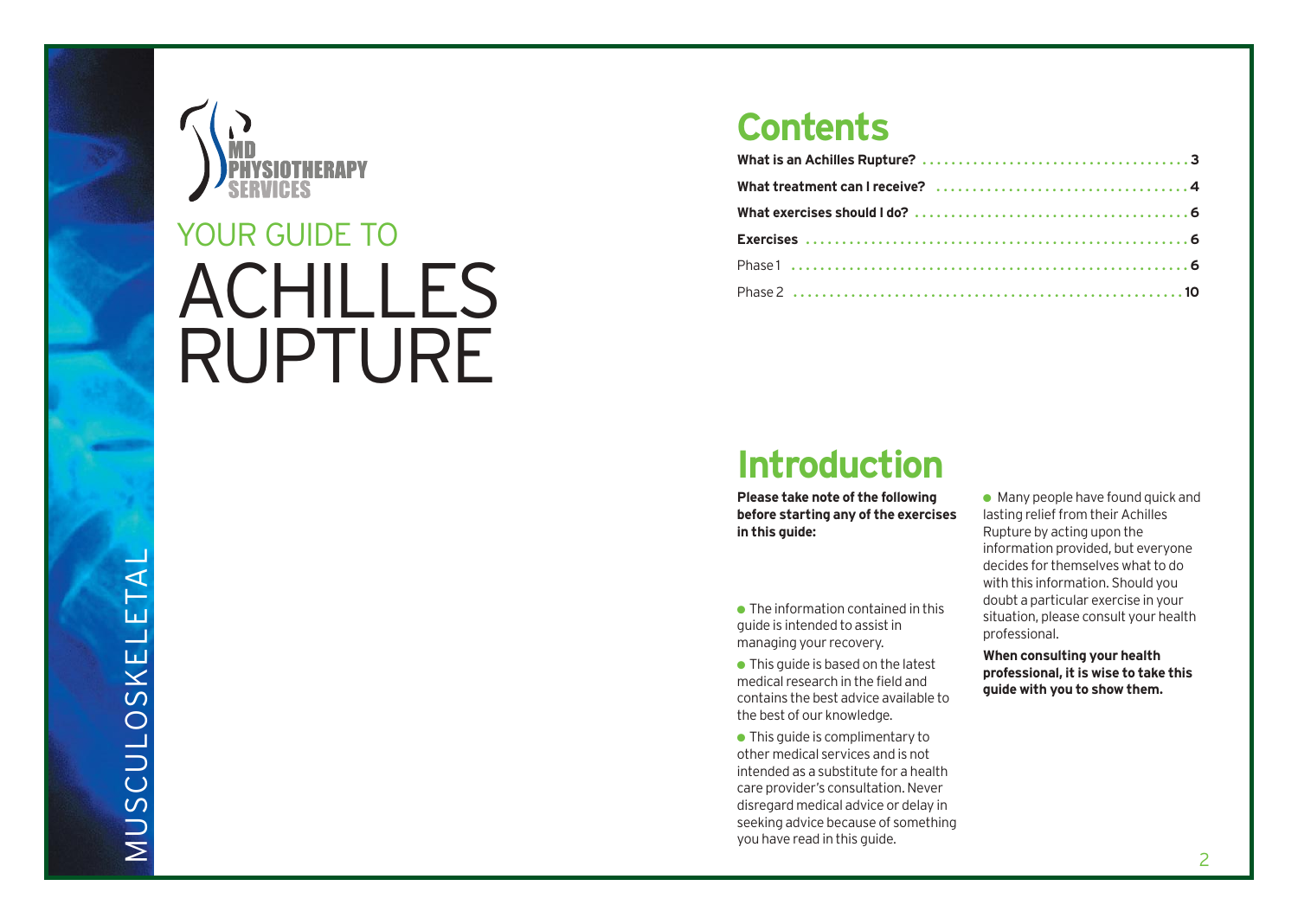MD PHYSIOTHERAPY SERVICES

# YOUR GUIDE TO ACHILLES RUPTURE

MUSCULOSKELETAL

## Contents

| | |
|---|---|
| **What is an Achilles Rupture?** | **3** |
| **What treatment can I receive?** | **4** |
| **What exercises should I do?** | **6** |
| **Exercises** | **6** |
| Phase 1 | **6** |
| Phase 2 | **10** |

## Introduction

**Please take note of the following before starting any of the exercises in this guide:**

- The information contained in this guide is intended to assist in managing your recovery.
- This guide is based on the latest medical research in the field and contains the best advice available to the best of our knowledge.
- This guide is complimentary to other medical services and is not intended as a substitute for a health care provider's consultation. Never disregard medical advice or delay in seeking advice because of something you have read in this guide.
- Many people have found quick and lasting relief from their Achilles Rupture by acting upon the information provided, but everyone decides for themselves what to do with this information. Should you doubt a particular exercise in your situation, please consult your health professional.

**When consulting your health professional, it is wise to take this guide with you to show them.**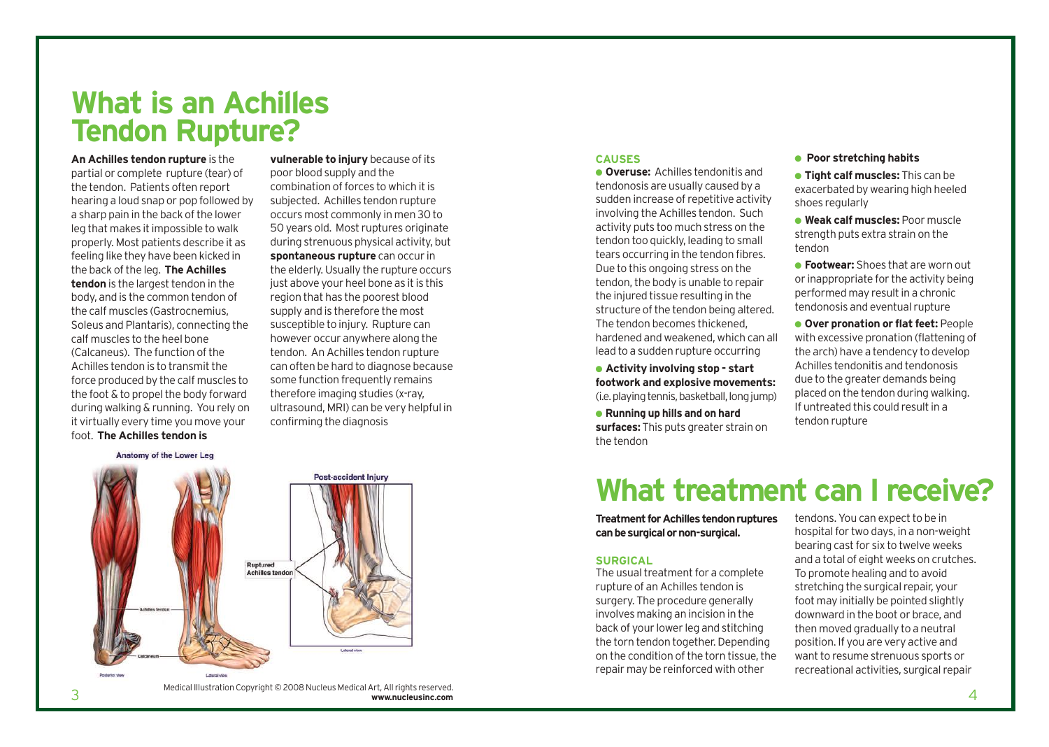# What is an Achilles Tendon Rupture?

**An Achilles tendon rupture** is the partial or complete rupture (tear) of the tendon. Patients often report hearing a loud snap or pop followed by a sharp pain in the back of the lower leg that makes it impossible to walk properly. Most patients describe it as feeling like they have been kicked in the back of the leg. **The Achilles tendon** is the largest tendon in the body, and is the common tendon of the calf muscles (Gastrocnemius, Soleus and Plantaris), connecting the calf muscles to the heel bone (Calcaneus). The function of the Achilles tendon is to transmit the force produced by the calf muscles to the foot & to propel the body forward during walking & running. You rely on it virtually every time you move your foot. **The Achilles tendon is vulnerable to injury** because of its poor blood supply and the combination of forces to which it is subjected. Achilles tendon rupture occurs most commonly in men 30 to 50 years old. Most ruptures originate during strenuous physical activity, but **spontaneous rupture** can occur in the elderly. Usually the rupture occurs just above your heel bone as it is this region that has the poorest blood supply and is therefore the most susceptible to injury. Rupture can however occur anywhere along the tendon. An Achilles tendon rupture can often be hard to diagnose because some function frequently remains therefore imaging studies (x-ray, ultrasound, MRI) can be very helpful in confirming the diagnosis

Anatomy of the Lower Leg

Post-accident Injury

Ruptured Achilles tendon

Achilles tendon

Calcaneum

Posterior view

Lateral view

Lateral view

Medical Illustration Copyright © 2008 Nucleus Medical Art, All rights reserved.
**www.nucleusinc.com**

### CAUSES

- **Overuse:** Achilles tendonitis and tendonosis are usually caused by a sudden increase of repetitive activity involving the Achilles tendon. Such activity puts too much stress on the tendon too quickly, leading to small tears occurring in the tendon fibres. Due to this ongoing stress on the tendon, the body is unable to repair the injured tissue resulting in the structure of the tendon being altered. The tendon becomes thickened, hardened and weakened, which can all lead to a sudden rupture occurring
- **Activity involving stop - start footwork and explosive movements:** (i.e. playing tennis, basketball, long jump)
- **Running up hills and on hard surfaces:** This puts greater strain on the tendon
- **Poor stretching habits**
- **Tight calf muscles:** This can be exacerbated by wearing high heeled shoes regularly
- **Weak calf muscles:** Poor muscle strength puts extra strain on the tendon
- **Footwear:** Shoes that are worn out or inappropriate for the activity being performed may result in a chronic tendonosis and eventual rupture
- **Over pronation or flat feet:** People with excessive pronation (flattening of the arch) have a tendency to develop Achilles tendonitis and tendonosis due to the greater demands being placed on the tendon during walking. If untreated this could result in a tendon rupture

# What treatment can I receive?

**Treatment for Achilles tendon ruptures can be surgical or non-surgical.**

### SURGICAL

The usual treatment for a complete rupture of an Achilles tendon is surgery. The procedure generally involves making an incision in the back of your lower leg and stitching the torn tendon together. Depending on the condition of the torn tissue, the repair may be reinforced with other tendons. You can expect to be in hospital for two days, in a non-weight bearing cast for six to twelve weeks and a total of eight weeks on crutches. To promote healing and to avoid stretching the surgical repair, your foot may initially be pointed slightly downward in the boot or brace, and then moved gradually to a neutral position. If you are very active and want to resume strenuous sports or recreational activities, surgical repair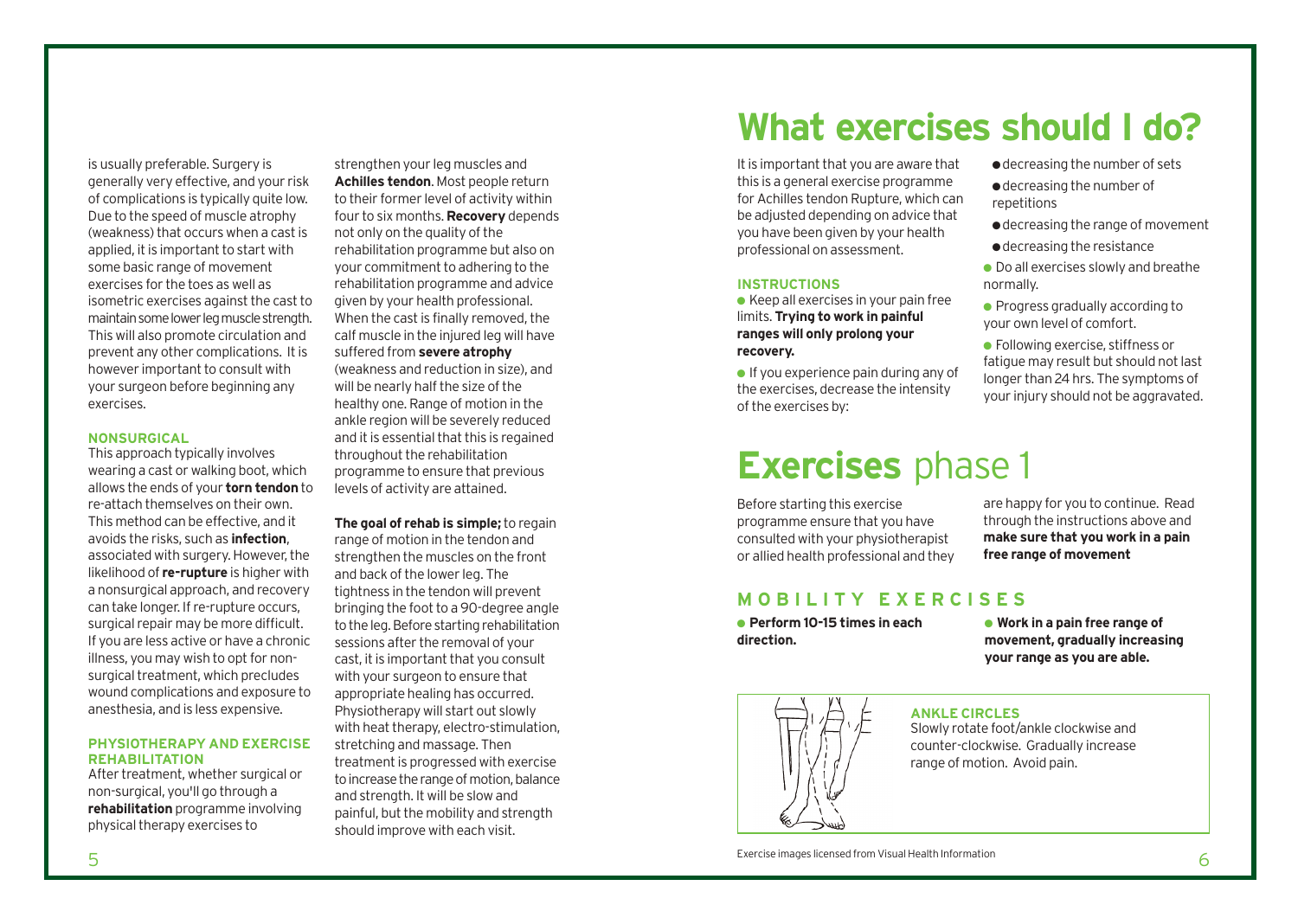is usually preferable. Surgery is generally very effective, and your risk of complications is typically quite low. Due to the speed of muscle atrophy (weakness) that occurs when a cast is applied, it is important to start with some basic range of movement exercises for the toes as well as isometric exercises against the cast to maintain some lower leg muscle strength. This will also promote circulation and prevent any other complications. It is however important to consult with your surgeon before beginning any exercises.

### NONSURGICAL

This approach typically involves wearing a cast or walking boot, which allows the ends of your **torn tendon** to re-attach themselves on their own. This method can be effective, and it avoids the risks, such as **infection**, associated with surgery. However, the likelihood of **re-rupture** is higher with a nonsurgical approach, and recovery can take longer. If re-rupture occurs, surgical repair may be more difficult. If you are less active or have a chronic illness, you may wish to opt for non-surgical treatment, which precludes wound complications and exposure to anesthesia, and is less expensive.

### PHYSIOTHERAPY AND EXERCISE REHABILITATION

After treatment, whether surgical or non-surgical, you'll go through a **rehabilitation** programme involving physical therapy exercises to strengthen your leg muscles and **Achilles tendon**. Most people return to their former level of activity within four to six months. **Recovery** depends not only on the quality of the rehabilitation programme but also on your commitment to adhering to the rehabilitation programme and advice given by your health professional. When the cast is finally removed, the calf muscle in the injured leg will have suffered from **severe atrophy** (weakness and reduction in size), and will be nearly half the size of the healthy one. Range of motion in the ankle region will be severely reduced and it is essential that this is regained throughout the rehabilitation programme to ensure that previous levels of activity are attained.

**The goal of rehab is simple;** to regain range of motion in the tendon and strengthen the muscles on the front and back of the lower leg. The tightness in the tendon will prevent bringing the foot to a 90-degree angle to the leg. Before starting rehabilitation sessions after the removal of your cast, it is important that you consult with your surgeon to ensure that appropriate healing has occurred. Physiotherapy will start out slowly with heat therapy, electro-stimulation, stretching and massage. Then treatment is progressed with exercise to increase the range of motion, balance and strength. It will be slow and painful, but the mobility and strength should improve with each visit.

# What exercises should I do?

It is important that you are aware that this is a general exercise programme for Achilles tendon Rupture, which can be adjusted depending on advice that you have been given by your health professional on assessment.

### INSTRUCTIONS

- Keep all exercises in your pain free limits. **Trying to work in painful ranges will only prolong your recovery.**
- If you experience pain during any of the exercises, decrease the intensity of the exercises by:
  - decreasing the number of sets
  - decreasing the number of repetitions
  - decreasing the range of movement
  - decreasing the resistance
- Do all exercises slowly and breathe normally.
- Progress gradually according to your own level of comfort.
- Following exercise, stiffness or fatigue may result but should not last longer than 24 hrs. The symptoms of your injury should not be aggravated.

# **Exercises** phase 1

Before starting this exercise programme ensure that you have consulted with your physiotherapist or allied health professional and they are happy for you to continue. Read through the instructions above and **make sure that you work in a pain free range of movement**

## MOBILITY EXERCISES

- **Perform 10-15 times in each direction.**
- **Work in a pain free range of movement, gradually increasing your range as you are able.**

### ANKLE CIRCLES

Slowly rotate foot/ankle clockwise and counter-clockwise. Gradually increase range of motion. Avoid pain.

Exercise images licensed from Visual Health Information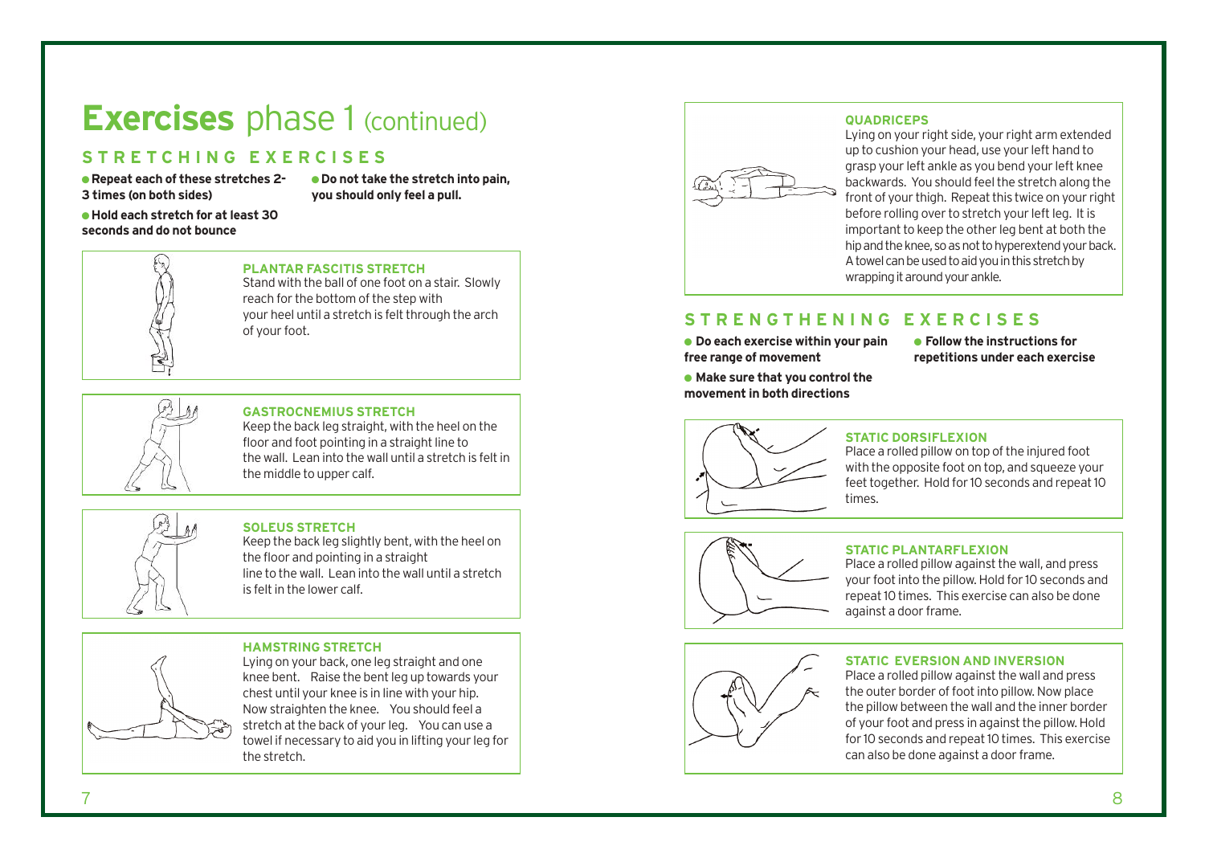# **Exercises** phase 1 (continued)

## STRETCHING EXERCISES

- **Repeat each of these stretches 2-3 times (on both sides)**
- **Hold each stretch for at least 30 seconds and do not bounce**
- **Do not take the stretch into pain, you should only feel a pull.**

### PLANTAR FASCITIS STRETCH

Stand with the ball of one foot on a stair. Slowly reach for the bottom of the step with your heel until a stretch is felt through the arch of your foot.

### GASTROCNEMIUS STRETCH

Keep the back leg straight, with the heel on the floor and foot pointing in a straight line to the wall. Lean into the wall until a stretch is felt in the middle to upper calf.

### SOLEUS STRETCH

Keep the back leg slightly bent, with the heel on the floor and pointing in a straight line to the wall. Lean into the wall until a stretch is felt in the lower calf.

### HAMSTRING STRETCH

Lying on your back, one leg straight and one knee bent. Raise the bent leg up towards your chest until your knee is in line with your hip. Now straighten the knee. You should feel a stretch at the back of your leg. You can use a towel if necessary to aid you in lifting your leg for the stretch.

### QUADRICEPS

Lying on your right side, your right arm extended up to cushion your head, use your left hand to grasp your left ankle as you bend your left knee backwards. You should feel the stretch along the front of your thigh. Repeat this twice on your right before rolling over to stretch your left leg. It is important to keep the other leg bent at both the hip and the knee, so as not to hyperextend your back. A towel can be used to aid you in this stretch by wrapping it around your ankle.

## STRENGTHENING EXERCISES

- **Do each exercise within your pain free range of movement**
- **Make sure that you control the movement in both directions**
- **Follow the instructions for repetitions under each exercise**

### STATIC DORSIFLEXION

Place a rolled pillow on top of the injured foot with the opposite foot on top, and squeeze your feet together. Hold for 10 seconds and repeat 10 times.

### STATIC PLANTARFLEXION

Place a rolled pillow against the wall, and press your foot into the pillow. Hold for 10 seconds and repeat 10 times. This exercise can also be done against a door frame.

### STATIC EVERSION AND INVERSION

Place a rolled pillow against the wall and press the outer border of foot into pillow. Now place the pillow between the wall and the inner border of your foot and press in against the pillow. Hold for 10 seconds and repeat 10 times. This exercise can also be done against a door frame.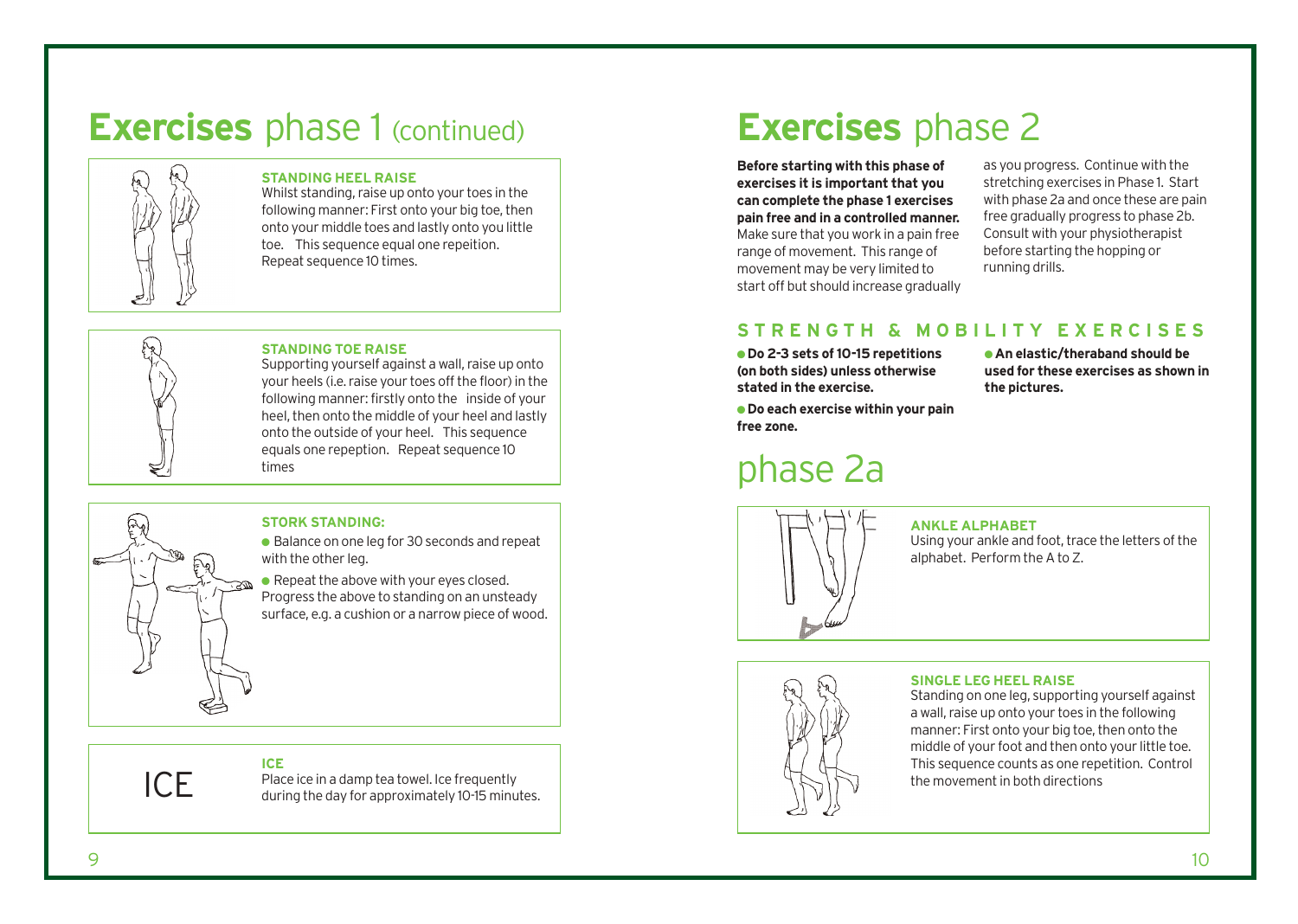# **Exercises** phase 1 (continued)

### STANDING HEEL RAISE

Whilst standing, raise up onto your toes in the following manner: First onto your big toe, then onto your middle toes and lastly onto you little toe. This sequence equal one repeition. Repeat sequence 10 times.

### STANDING TOE RAISE

Supporting yourself against a wall, raise up onto your heels (i.e. raise your toes off the floor) in the following manner: firstly onto the inside of your heel, then onto the middle of your heel and lastly onto the outside of your heel. This sequence equals one repeption. Repeat sequence 10 times

### STORK STANDING:

- Balance on one leg for 30 seconds and repeat with the other leg.
- Repeat the above with your eyes closed. Progress the above to standing on an unsteady surface, e.g. a cushion or a narrow piece of wood.

### ICE

ICE

Place ice in a damp tea towel. Ice frequently during the day for approximately 10-15 minutes.

# **Exercises** phase 2

**Before starting with this phase of exercises it is important that you can complete the phase 1 exercises pain free and in a controlled manner.** Make sure that you work in a pain free range of movement. This range of movement may be very limited to start off but should increase gradually as you progress. Continue with the stretching exercises in Phase 1. Start with phase 2a and once these are pain free gradually progress to phase 2b. Consult with your physiotherapist before starting the hopping or running drills.

## STRENGTH & MOBILITY EXERCISES

- **Do 2-3 sets of 10-15 repetitions (on both sides) unless otherwise stated in the exercise.**
- **Do each exercise within your pain free zone.**
- **An elastic/theraband should be used for these exercises as shown in the pictures.**

## phase 2a

### ANKLE ALPHABET

Using your ankle and foot, trace the letters of the alphabet. Perform the A to Z.

### SINGLE LEG HEEL RAISE

Standing on one leg, supporting yourself against a wall, raise up onto your toes in the following manner: First onto your big toe, then onto the middle of your foot and then onto your little toe. This sequence counts as one repetition. Control the movement in both directions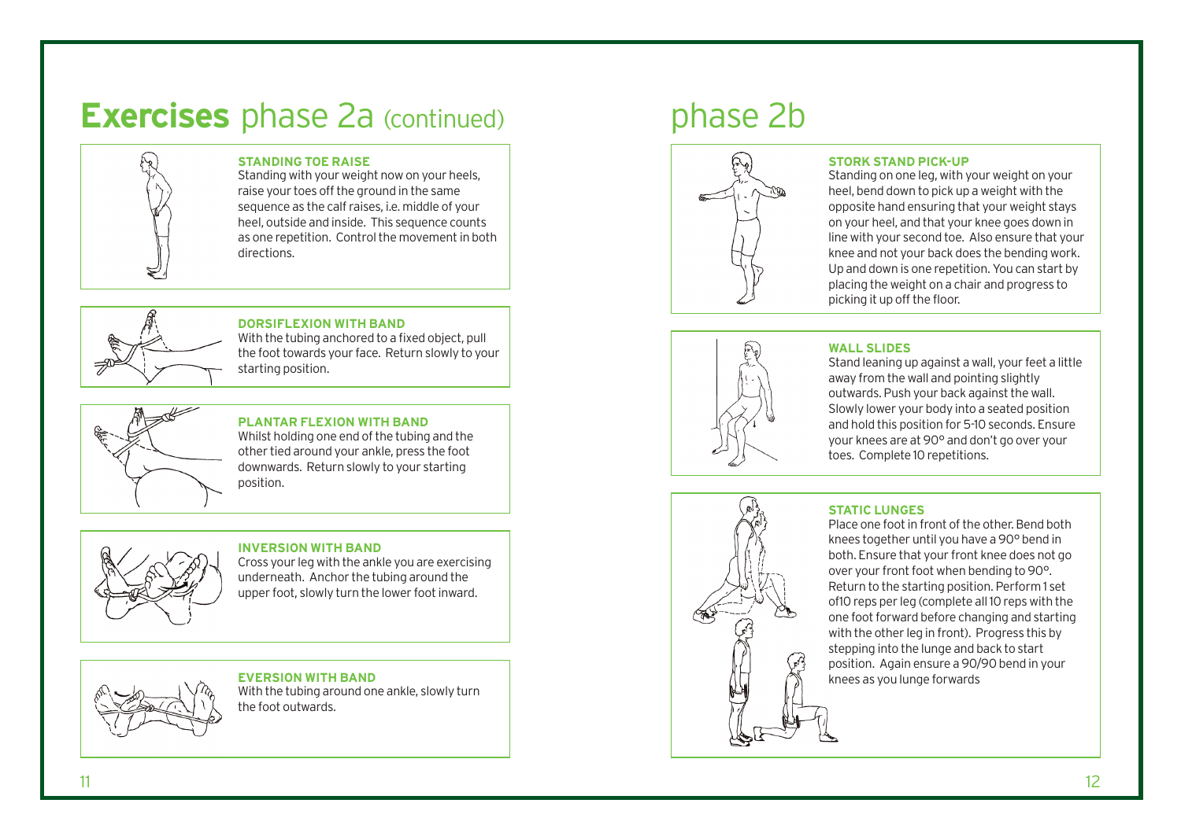# **Exercises** phase 2a (continued)

### STANDING TOE RAISE

Standing with your weight now on your heels, raise your toes off the ground in the same sequence as the calf raises, i.e. middle of your heel, outside and inside. This sequence counts as one repetition. Control the movement in both directions.

### DORSIFLEXION WITH BAND

With the tubing anchored to a fixed object, pull the foot towards your face. Return slowly to your starting position.

### PLANTAR FLEXION WITH BAND

Whilst holding one end of the tubing and the other tied around your ankle, press the foot downwards. Return slowly to your starting position.

### INVERSION WITH BAND

Cross your leg with the ankle you are exercising underneath. Anchor the tubing around the upper foot, slowly turn the lower foot inward.

### EVERSION WITH BAND

With the tubing around one ankle, slowly turn the foot outwards.

# phase 2b

### STORK STAND PICK-UP

Standing on one leg, with your weight on your heel, bend down to pick up a weight with the opposite hand ensuring that your weight stays on your heel, and that your knee goes down in line with your second toe. Also ensure that your knee and not your back does the bending work. Up and down is one repetition. You can start by placing the weight on a chair and progress to picking it up off the floor.

### WALL SLIDES

Stand leaning up against a wall, your feet a little away from the wall and pointing slightly outwards. Push your back against the wall. Slowly lower your body into a seated position and hold this position for 5-10 seconds. Ensure your knees are at 90° and don't go over your toes. Complete 10 repetitions.

### STATIC LUNGES

Place one foot in front of the other. Bend both knees together until you have a 90° bend in both. Ensure that your front knee does not go over your front foot when bending to 90°. Return to the starting position. Perform 1 set of10 reps per leg (complete all 10 reps with the one foot forward before changing and starting with the other leg in front). Progress this by stepping into the lunge and back to start position. Again ensure a 90/90 bend in your knees as you lunge forwards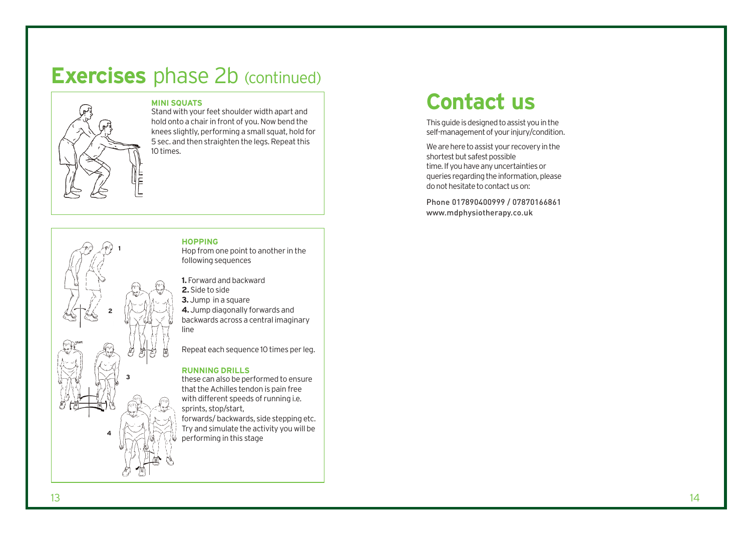# **Exercises** phase 2b (continued)

### MINI SQUATS

Stand with your feet shoulder width apart and hold onto a chair in front of you. Now bend the knees slightly, performing a small squat, hold for 5 sec. and then straighten the legs. Repeat this 10 times.

### HOPPING

Hop from one point to another in the following sequences

**1.** Forward and backward
**2.** Side to side
**3.** Jump in a square
**4.** Jump diagonally forwards and backwards across a central imaginary line

Repeat each sequence 10 times per leg.

### RUNNING DRILLS

these can also be performed to ensure that the Achilles tendon is pain free with different speeds of running i.e. sprints, stop/start, forwards/ backwards, side stepping etc. Try and simulate the activity you will be performing in this stage

# Contact us

This guide is designed to assist you in the self-management of your injury/condition.

We are here to assist your recovery in the shortest but safest possible time. If you have any uncertainties or queries regarding the information, please do not hesitate to contact us on:

Phone 017890400999 / 07870166861
www.mdphysiotherapy.co.uk